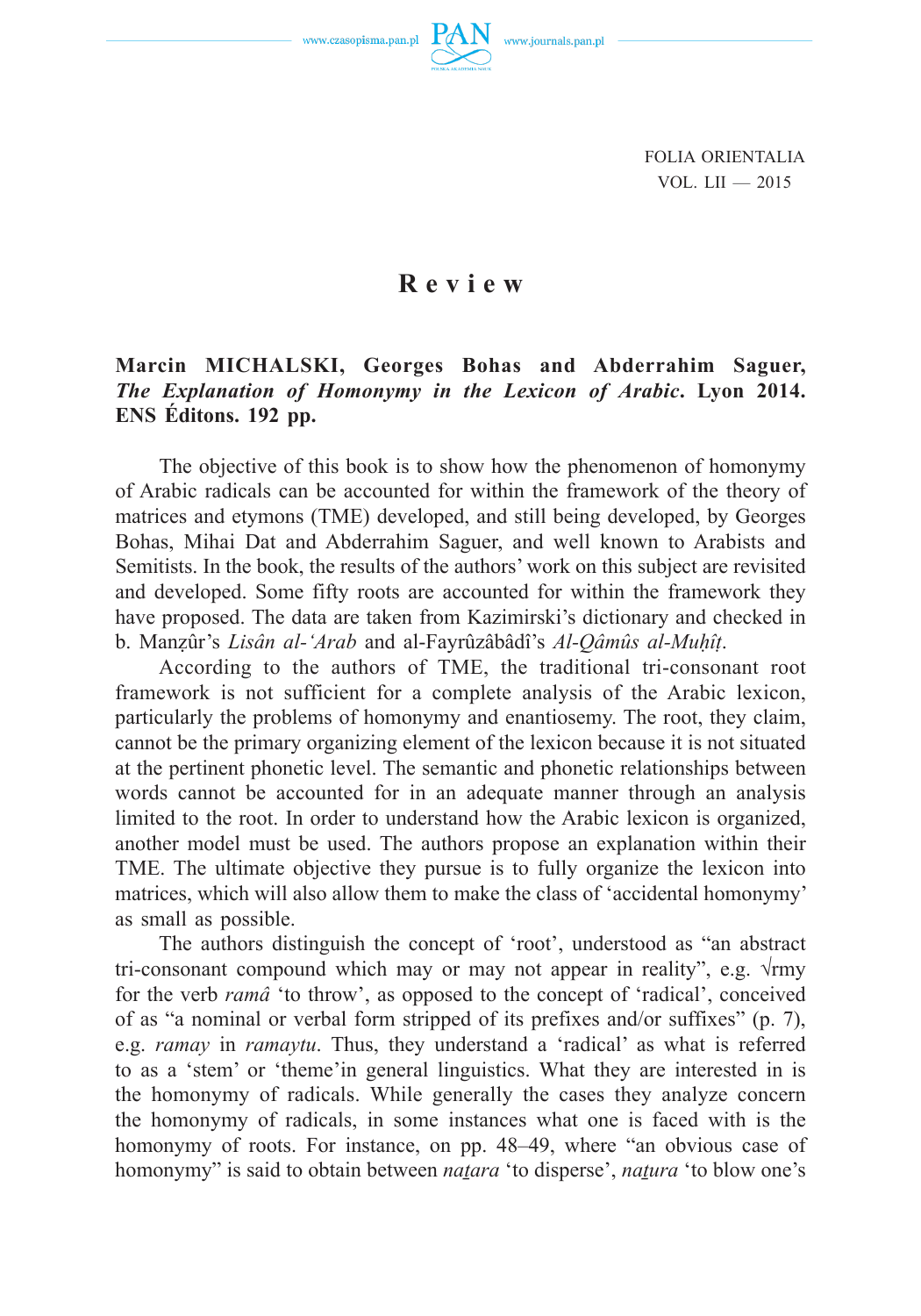FOLIA ORIENTALIA
VOL. LII — 2015

# Review

**Marcin MICHALSKI, Georges Bohas and Abderrahim Saguer, *The Explanation of Homonymy in the Lexicon of Arabic*. Lyon 2014. ENS Éditons. 192 pp.**

The objective of this book is to show how the phenomenon of homonymy of Arabic radicals can be accounted for within the framework of the theory of matrices and etymons (TME) developed, and still being developed, by Georges Bohas, Mihai Dat and Abderrahim Saguer, and well known to Arabists and Semitists. In the book, the results of the authors' work on this subject are revisited and developed. Some fifty roots are accounted for within the framework they have proposed. The data are taken from Kazimirski's dictionary and checked in b. Manẓûr's *Lisân al-ʻArab* and al-Fayrûzâbâdî's *Al-Qâmûs al-Muḥîṭ*.

According to the authors of TME, the traditional tri-consonant root framework is not sufficient for a complete analysis of the Arabic lexicon, particularly the problems of homonymy and enantiosemy. The root, they claim, cannot be the primary organizing element of the lexicon because it is not situated at the pertinent phonetic level. The semantic and phonetic relationships between words cannot be accounted for in an adequate manner through an analysis limited to the root. In order to understand how the Arabic lexicon is organized, another model must be used. The authors propose an explanation within their TME. The ultimate objective they pursue is to fully organize the lexicon into matrices, which will also allow them to make the class of 'accidental homonymy' as small as possible.

The authors distinguish the concept of 'root', understood as "an abstract tri-consonant compound which may or may not appear in reality", e.g. √rmy for the verb *ramâ* 'to throw', as opposed to the concept of 'radical', conceived of as "a nominal or verbal form stripped of its prefixes and/or suffixes" (p. 7), e.g. *ramay* in *ramaytu*. Thus, they understand a 'radical' as what is referred to as a 'stem' or 'theme'in general linguistics. What they are interested in is the homonymy of radicals. While generally the cases they analyze concern the homonymy of radicals, in some instances what one is faced with is the homonymy of roots. For instance, on pp. 48–49, where "an obvious case of homonymy" is said to obtain between *naṯara* 'to disperse', *naṯura* 'to blow one's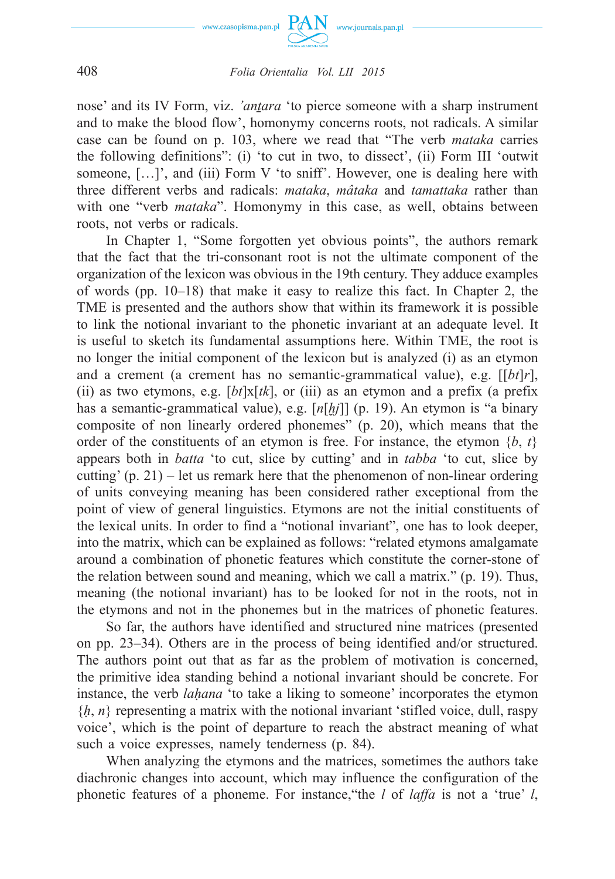nose' and its IV Form, viz. *'anṯara* 'to pierce someone with a sharp instrument and to make the blood flow', homonymy concerns roots, not radicals. A similar case can be found on p. 103, where we read that "The verb *mataka* carries the following definitions": (i) 'to cut in two, to dissect', (ii) Form III 'outwit someone, […]', and (iii) Form V 'to sniff'. However, one is dealing here with three different verbs and radicals: *mataka*, *mâtaka* and *tamattaka* rather than with one "verb *mataka*". Homonymy in this case, as well, obtains between roots, not verbs or radicals.

In Chapter 1, "Some forgotten yet obvious points", the authors remark that the fact that the tri-consonant root is not the ultimate component of the organization of the lexicon was obvious in the 19th century. They adduce examples of words (pp. 10–18) that make it easy to realize this fact. In Chapter 2, the TME is presented and the authors show that within its framework it is possible to link the notional invariant to the phonetic invariant at an adequate level. It is useful to sketch its fundamental assumptions here. Within TME, the root is no longer the initial component of the lexicon but is analyzed (i) as an etymon and a crement (a crement has no semantic-grammatical value), e.g. [[*bt*]*r*], (ii) as two etymons, e.g. [*bt*]x[*tk*], or (iii) as an etymon and a prefix (a prefix has a semantic-grammatical value), e.g. [*n*[*ḫj*]] (p. 19). An etymon is "a binary composite of non linearly ordered phonemes" (p. 20), which means that the order of the constituents of an etymon is free. For instance, the etymon {*b*, *t*} appears both in *batta* 'to cut, slice by cutting' and in *tabba* 'to cut, slice by cutting' (p. 21) – let us remark here that the phenomenon of non-linear ordering of units conveying meaning has been considered rather exceptional from the point of view of general linguistics. Etymons are not the initial constituents of the lexical units. In order to find a "notional invariant", one has to look deeper, into the matrix, which can be explained as follows: "related etymons amalgamate around a combination of phonetic features which constitute the corner-stone of the relation between sound and meaning, which we call a matrix." (p. 19). Thus, meaning (the notional invariant) has to be looked for not in the roots, not in the etymons and not in the phonemes but in the matrices of phonetic features.

So far, the authors have identified and structured nine matrices (presented on pp. 23–34). Others are in the process of being identified and/or structured. The authors point out that as far as the problem of motivation is concerned, the primitive idea standing behind a notional invariant should be concrete. For instance, the verb *laḥana* 'to take a liking to someone' incorporates the etymon {*ḥ*, *n*} representing a matrix with the notional invariant 'stifled voice, dull, raspy voice', which is the point of departure to reach the abstract meaning of what such a voice expresses, namely tenderness (p. 84).

When analyzing the etymons and the matrices, sometimes the authors take diachronic changes into account, which may influence the configuration of the phonetic features of a phoneme. For instance,"the *l* of *laffa* is not a 'true' *l*,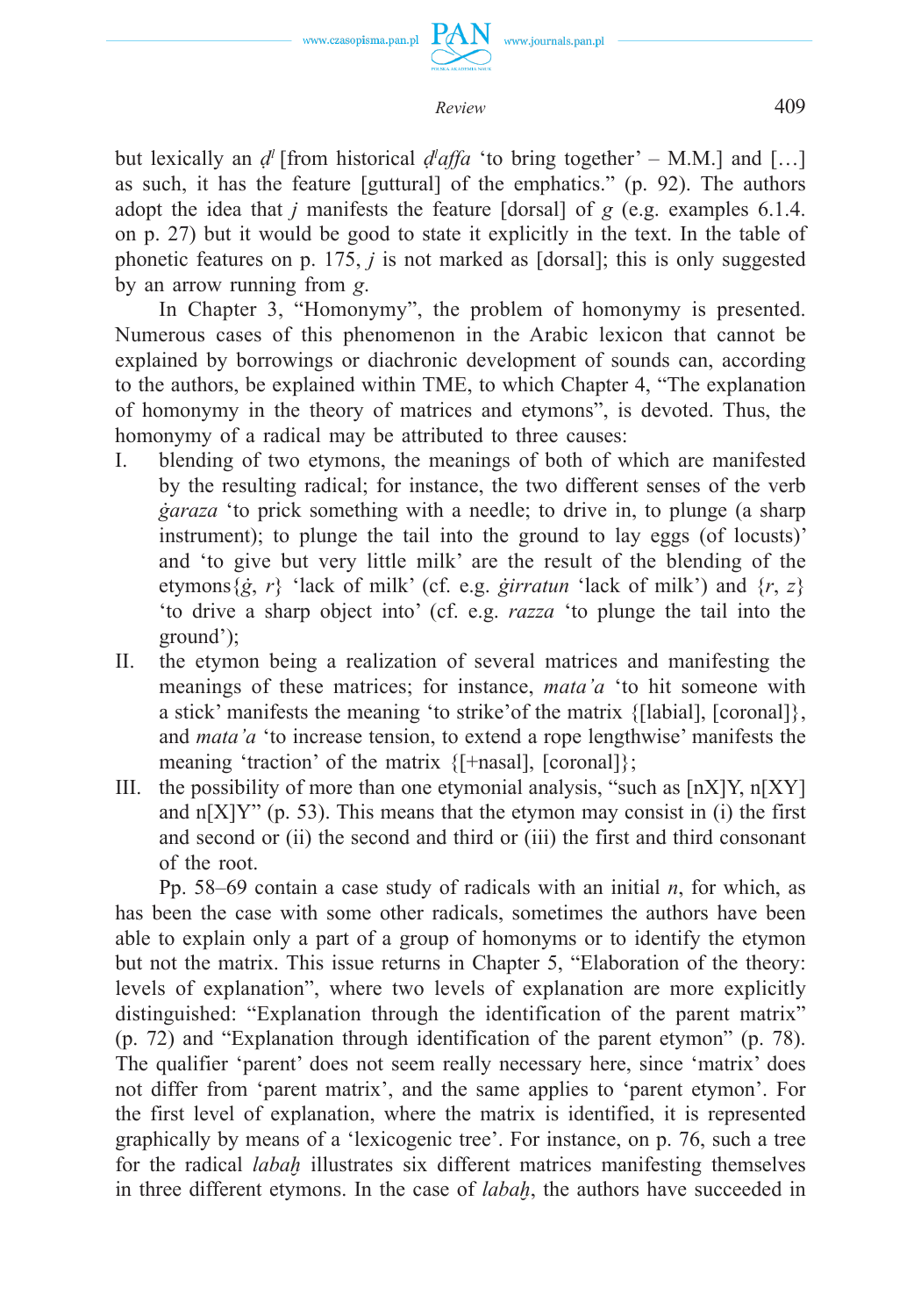but lexically an *ḍ*[l] [from historical *ḍ*[l]*affa* 'to bring together' – M.M.] and […] as such, it has the feature [guttural] of the emphatics." (p. 92). The authors adopt the idea that *j* manifests the feature [dorsal] of *g* (e.g. examples 6.1.4. on p. 27) but it would be good to state it explicitly in the text. In the table of phonetic features on p. 175, *j* is not marked as [dorsal]; this is only suggested by an arrow running from *g*.

In Chapter 3, "Homonymy", the problem of homonymy is presented. Numerous cases of this phenomenon in the Arabic lexicon that cannot be explained by borrowings or diachronic development of sounds can, according to the authors, be explained within TME, to which Chapter 4, "The explanation of homonymy in the theory of matrices and etymons", is devoted. Thus, the homonymy of a radical may be attributed to three causes:

I. blending of two etymons, the meanings of both of which are manifested by the resulting radical; for instance, the two different senses of the verb *ġaraza* 'to prick something with a needle; to drive in, to plunge (a sharp instrument); to plunge the tail into the ground to lay eggs (of locusts)' and 'to give but very little milk' are the result of the blending of the etymons{*ġ*, *r*} 'lack of milk' (cf. e.g. *ġirratun* 'lack of milk') and {*r*, *z*} 'to drive a sharp object into' (cf. e.g. *razza* 'to plunge the tail into the ground');
II. the etymon being a realization of several matrices and manifesting the meanings of these matrices; for instance, *mata'a* 'to hit someone with a stick' manifests the meaning 'to strike'of the matrix {[labial], [coronal]}, and *mata'a* 'to increase tension, to extend a rope lengthwise' manifests the meaning 'traction' of the matrix {[+nasal], [coronal]};
III. the possibility of more than one etymonial analysis, "such as [nX]Y, n[XY] and n[X]Y" (p. 53). This means that the etymon may consist in (i) the first and second or (ii) the second and third or (iii) the first and third consonant of the root.

Pp. 58–69 contain a case study of radicals with an initial *n*, for which, as has been the case with some other radicals, sometimes the authors have been able to explain only a part of a group of homonyms or to identify the etymon but not the matrix. This issue returns in Chapter 5, "Elaboration of the theory: levels of explanation", where two levels of explanation are more explicitly distinguished: "Explanation through the identification of the parent matrix" (p. 72) and "Explanation through identification of the parent etymon" (p. 78). The qualifier 'parent' does not seem really necessary here, since 'matrix' does not differ from 'parent matrix', and the same applies to 'parent etymon'. For the first level of explanation, where the matrix is identified, it is represented graphically by means of a 'lexicogenic tree'. For instance, on p. 76, such a tree for the radical *labaḫ* illustrates six different matrices manifesting themselves in three different etymons. In the case of *labaḫ*, the authors have succeeded in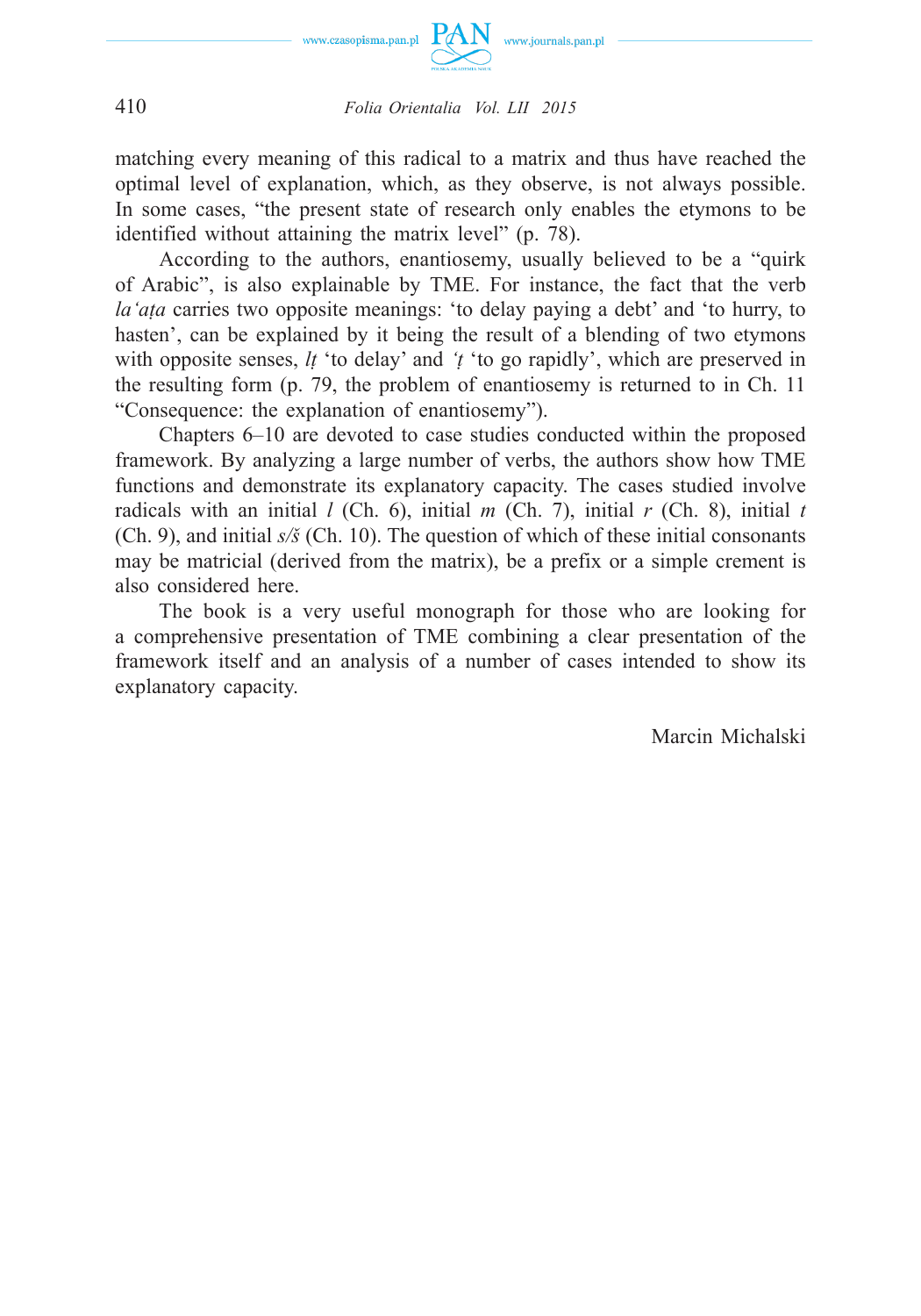matching every meaning of this radical to a matrix and thus have reached the optimal level of explanation, which, as they observe, is not always possible. In some cases, "the present state of research only enables the etymons to be identified without attaining the matrix level" (p. 78).

According to the authors, enantiosemy, usually believed to be a "quirk of Arabic", is also explainable by TME. For instance, the fact that the verb *laʻaṭa* carries two opposite meanings: 'to delay paying a debt' and 'to hurry, to hasten', can be explained by it being the result of a blending of two etymons with opposite senses, *lṭ* 'to delay' and *ʻṭ* 'to go rapidly', which are preserved in the resulting form (p. 79, the problem of enantiosemy is returned to in Ch. 11 "Consequence: the explanation of enantiosemy").

Chapters 6–10 are devoted to case studies conducted within the proposed framework. By analyzing a large number of verbs, the authors show how TME functions and demonstrate its explanatory capacity. The cases studied involve radicals with an initial *l* (Ch. 6), initial *m* (Ch. 7), initial *r* (Ch. 8), initial *t* (Ch. 9), and initial *s/š* (Ch. 10). The question of which of these initial consonants may be matricial (derived from the matrix), be a prefix or a simple crement is also considered here.

The book is a very useful monograph for those who are looking for a comprehensive presentation of TME combining a clear presentation of the framework itself and an analysis of a number of cases intended to show its explanatory capacity.

Marcin Michalski